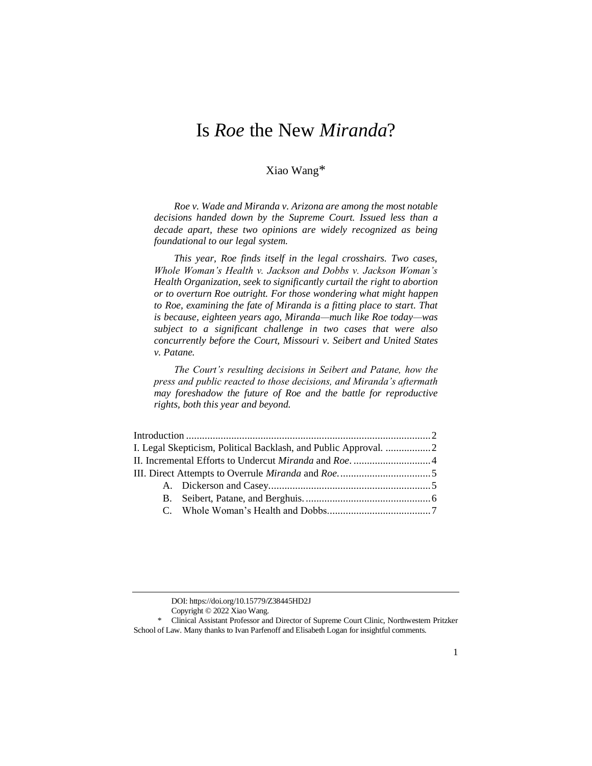# Is *Roe* the New *Miranda*?

Xiao Wang*

*Roe v. Wade and Miranda v. Arizona are among the most notable decisions handed down by the Supreme Court. Issued less than a decade apart, these two opinions are widely recognized as being foundational to our legal system.*

*This year, Roe finds itself in the legal crosshairs. Two cases, Whole Woman's Health v. Jackson and Dobbs v. Jackson Woman's Health Organization, seek to significantly curtail the right to abortion or to overturn Roe outright. For those wondering what might happen to Roe, examining the fate of Miranda is a fitting place to start. That is because, eighteen years ago, Miranda—much like Roe today—was subject to a significant challenge in two cases that were also concurrently before the Court, Missouri v. Seibert and United States v. Patane.*

*The Court's resulting decisions in Seibert and Patane, how the press and public reacted to those decisions, and Miranda's aftermath may foreshadow the future of Roe and the battle for reproductive rights, both this year and beyond.*

Introduction ........................................................................................ 2
I. Legal Skepticism, Political Backlash, and Public Approval. ................. 2
II. Incremental Efforts to Undercut *Miranda* and *Roe*. ............................ 4
III. Direct Attempts to Overrule *Miranda* and *Roe*. .................................. 5
    A. Dickerson and Casey. ........................................................... 5
    B. Seibert, Patane, and Berghuis. .............................................. 6
    C. Whole Woman's Health and Dobbs. ....................................... 7

DOI: https://doi.org/10.15779/Z38445HD2J
Copyright © 2022 Xiao Wang.

\* Clinical Assistant Professor and Director of Supreme Court Clinic, Northwestern Pritzker School of Law. Many thanks to Ivan Parfenoff and Elisabeth Logan for insightful comments.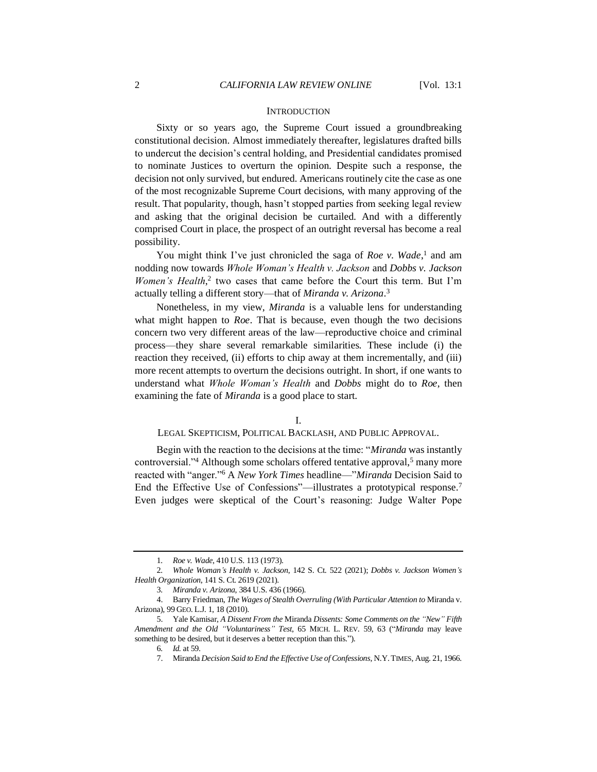## INTRODUCTION

Sixty or so years ago, the Supreme Court issued a groundbreaking constitutional decision. Almost immediately thereafter, legislatures drafted bills to undercut the decision's central holding, and Presidential candidates promised to nominate Justices to overturn the opinion. Despite such a response, the decision not only survived, but endured. Americans routinely cite the case as one of the most recognizable Supreme Court decisions, with many approving of the result. That popularity, though, hasn't stopped parties from seeking legal review and asking that the original decision be curtailed. And with a differently comprised Court in place, the prospect of an outright reversal has become a real possibility.

You might think I've just chronicled the saga of *Roe v. Wade*,[1] and am nodding now towards *Whole Woman's Health v. Jackson* and *Dobbs v. Jackson Women's Health*,[2] two cases that came before the Court this term. But I'm actually telling a different story—that of *Miranda v. Arizona*.[3]

Nonetheless, in my view, *Miranda* is a valuable lens for understanding what might happen to *Roe*. That is because, even though the two decisions concern two very different areas of the law—reproductive choice and criminal process—they share several remarkable similarities. These include (i) the reaction they received, (ii) efforts to chip away at them incrementally, and (iii) more recent attempts to overturn the decisions outright. In short, if one wants to understand what *Whole Woman's Health* and *Dobbs* might do to *Roe*, then examining the fate of *Miranda* is a good place to start.

## I. LEGAL SKEPTICISM, POLITICAL BACKLASH, AND PUBLIC APPROVAL.

Begin with the reaction to the decisions at the time: "*Miranda* was instantly controversial."[4] Although some scholars offered tentative approval,[5] many more reacted with "anger."[6] A *New York Times* headline—"*Miranda* Decision Said to End the Effective Use of Confessions"—illustrates a prototypical response.[7] Even judges were skeptical of the Court's reasoning: Judge Walter Pope

---

1. *Roe v. Wade*, 410 U.S. 113 (1973).
2. *Whole Woman's Health v. Jackson*, 142 S. Ct. 522 (2021); *Dobbs v. Jackson Women's Health Organization*, 141 S. Ct. 2619 (2021).
3. *Miranda v. Arizona*, 384 U.S. 436 (1966).
4. Barry Friedman, *The Wages of Stealth Overruling (With Particular Attention to* Miranda v. Arizona), 99 GEO. L.J. 1, 18 (2010).
5. Yale Kamisar, *A Dissent From the* Miranda *Dissents: Some Comments on the "New" Fifth Amendment and the Old "Voluntariness" Test*, 65 MICH. L. REV. 59, 63 ("*Miranda* may leave something to be desired, but it deserves a better reception than this.").
6. *Id.* at 59.
7. Miranda *Decision Said to End the Effective Use of Confessions*, N.Y. TIMES, Aug. 21, 1966.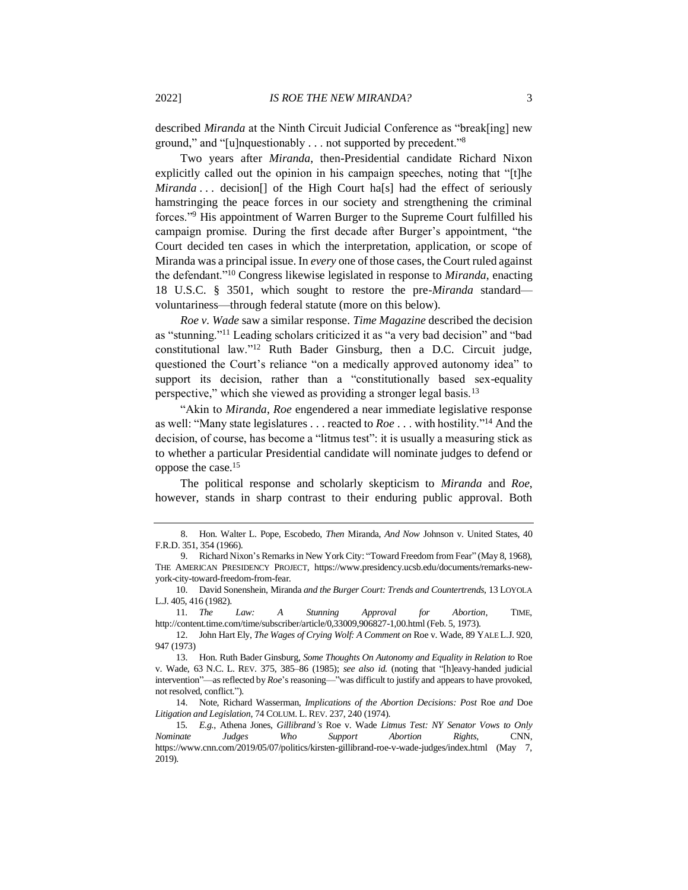described *Miranda* at the Ninth Circuit Judicial Conference as "break[ing] new ground," and "[u]nquestionably . . . not supported by precedent."[8]

Two years after *Miranda*, then-Presidential candidate Richard Nixon explicitly called out the opinion in his campaign speeches, noting that "[t]he *Miranda* . . . decision[] of the High Court ha[s] had the effect of seriously hamstringing the peace forces in our society and strengthening the criminal forces."[9] His appointment of Warren Burger to the Supreme Court fulfilled his campaign promise. During the first decade after Burger's appointment, "the Court decided ten cases in which the interpretation, application, or scope of Miranda was a principal issue. In *every* one of those cases, the Court ruled against the defendant."[10] Congress likewise legislated in response to *Miranda*, enacting 18 U.S.C. § 3501, which sought to restore the pre-*Miranda* standard—voluntariness—through federal statute (more on this below).

*Roe v. Wade* saw a similar response. *Time Magazine* described the decision as "stunning."[11] Leading scholars criticized it as "a very bad decision" and "bad constitutional law."[12] Ruth Bader Ginsburg, then a D.C. Circuit judge, questioned the Court's reliance "on a medically approved autonomy idea" to support its decision, rather than a "constitutionally based sex-equality perspective," which she viewed as providing a stronger legal basis.[13]

"Akin to *Miranda*, *Roe* engendered a near immediate legislative response as well: "Many state legislatures . . . reacted to *Roe* . . . with hostility."[14] And the decision, of course, has become a "litmus test": it is usually a measuring stick as to whether a particular Presidential candidate will nominate judges to defend or oppose the case.[15]

The political response and scholarly skepticism to *Miranda* and *Roe*, however, stands in sharp contrast to their enduring public approval. Both

---

8. Hon. Walter L. Pope, Escobedo*, Then* Miranda*, And Now* Johnson v. United States, 40 F.R.D. 351, 354 (1966).

9. Richard Nixon's Remarks in New York City: "Toward Freedom from Fear" (May 8, 1968), THE AMERICAN PRESIDENCY PROJECT, https://www.presidency.ucsb.edu/documents/remarks-new-york-city-toward-freedom-from-fear.

10. David Sonenshein, Miranda *and the Burger Court: Trends and Countertrends*, 13 LOYOLA L.J. 405, 416 (1982).

11. *The Law: A Stunning Approval for Abortion*, TIME, http://content.time.com/time/subscriber/article/0,33009,906827-1,00.html (Feb. 5, 1973).

12. John Hart Ely, *The Wages of Crying Wolf: A Comment on* Roe v. Wade, 89 YALE L.J. 920, 947 (1973)

13. Hon. Ruth Bader Ginsburg, *Some Thoughts On Autonomy and Equality in Relation to* Roe v. Wade, 63 N.C. L. REV. 375, 385–86 (1985); *see also id.* (noting that "[h]eavy-handed judicial intervention"—as reflected by *Roe*'s reasoning—"was difficult to justify and appears to have provoked, not resolved, conflict.").

14. Note, Richard Wasserman, *Implications of the Abortion Decisions: Post* Roe *and* Doe *Litigation and Legislation*, 74 COLUM. L. REV. 237, 240 (1974).

15. *E.g.*, Athena Jones, *Gillibrand's* Roe v. Wade *Litmus Test: NY Senator Vows to Only Nominate Judges Who Support Abortion Rights*, CNN, https://www.cnn.com/2019/05/07/politics/kirsten-gillibrand-roe-v-wade-judges/index.html (May 7, 2019).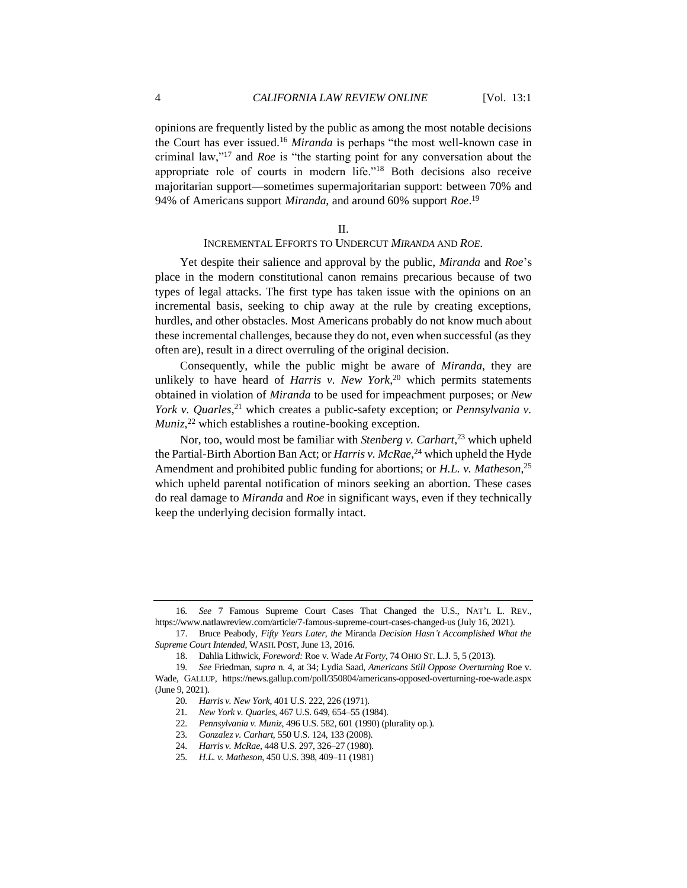opinions are frequently listed by the public as among the most notable decisions the Court has ever issued.[16] *Miranda* is perhaps "the most well-known case in criminal law,"[17] and *Roe* is "the starting point for any conversation about the appropriate role of courts in modern life."[18] Both decisions also receive majoritarian support—sometimes supermajoritarian support: between 70% and 94% of Americans support *Miranda*, and around 60% support *Roe*.[19]

## II.
## INCREMENTAL EFFORTS TO UNDERCUT *MIRANDA* AND *ROE*.

Yet despite their salience and approval by the public, *Miranda* and *Roe*'s place in the modern constitutional canon remains precarious because of two types of legal attacks. The first type has taken issue with the opinions on an incremental basis, seeking to chip away at the rule by creating exceptions, hurdles, and other obstacles. Most Americans probably do not know much about these incremental challenges, because they do not, even when successful (as they often are), result in a direct overruling of the original decision.

Consequently, while the public might be aware of *Miranda*, they are unlikely to have heard of *Harris v. New York*,[20] which permits statements obtained in violation of *Miranda* to be used for impeachment purposes; or *New York v. Quarles*,[21] which creates a public-safety exception; or *Pennsylvania v. Muniz*,[22] which establishes a routine-booking exception.

Nor, too, would most be familiar with *Stenberg v. Carhart*,[23] which upheld the Partial-Birth Abortion Ban Act; or *Harris v. McRae*,[24] which upheld the Hyde Amendment and prohibited public funding for abortions; or *H.L. v. Matheson*,[25] which upheld parental notification of minors seeking an abortion. These cases do real damage to *Miranda* and *Roe* in significant ways, even if they technically keep the underlying decision formally intact.

---

16. *See* 7 Famous Supreme Court Cases That Changed the U.S., NAT'L L. REV., https://www.natlawreview.com/article/7-famous-supreme-court-cases-changed-us (July 16, 2021).

17. Bruce Peabody, *Fifty Years Later, the* Miranda *Decision Hasn't Accomplished What the Supreme Court Intended*, WASH. POST, June 13, 2016.

18. Dahlia Lithwick, *Foreword:* Roe v. Wade *At Forty*, 74 OHIO ST. L.J. 5, 5 (2013).

19. *See* Friedman, *supra* n. 4, at 34; Lydia Saad, *Americans Still Oppose Overturning* Roe v. Wade, GALLUP, https://news.gallup.com/poll/350804/americans-opposed-overturning-roe-wade.aspx (June 9, 2021).

20. *Harris v. New York*, 401 U.S. 222, 226 (1971).

21. *New York v. Quarles*, 467 U.S. 649, 654–55 (1984).

22. *Pennsylvania v. Muniz*, 496 U.S. 582, 601 (1990) (plurality op.).

23. *Gonzalez v. Carhart*, 550 U.S. 124, 133 (2008).

24. *Harris v. McRae*, 448 U.S. 297, 326–27 (1980).

25. *H.L. v. Matheson*, 450 U.S. 398, 409–11 (1981)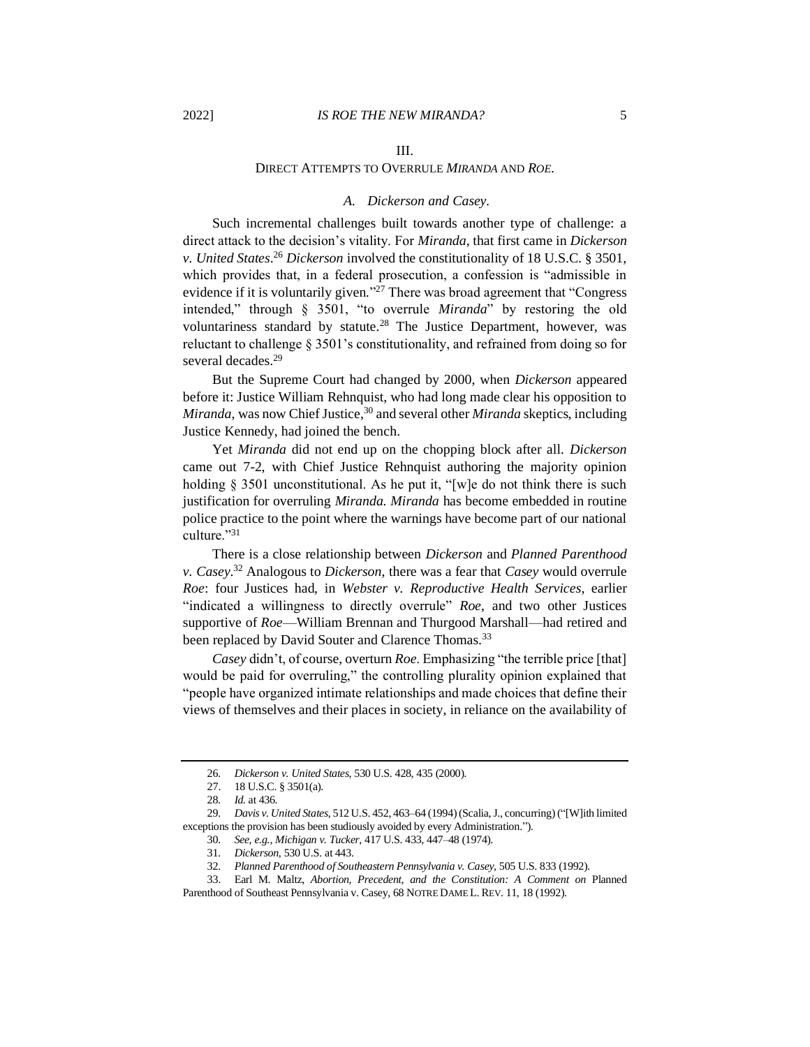## III.
## DIRECT ATTEMPTS TO OVERRULE *MIRANDA* AND *ROE*.

### *A. Dickerson and Casey*.

Such incremental challenges built towards another type of challenge: a direct attack to the decision's vitality. For *Miranda*, that first came in *Dickerson v. United States*.[26] *Dickerson* involved the constitutionality of 18 U.S.C. § 3501, which provides that, in a federal prosecution, a confession is "admissible in evidence if it is voluntarily given."[27] There was broad agreement that "Congress intended," through § 3501, "to overrule *Miranda*" by restoring the old voluntariness standard by statute.[28] The Justice Department, however, was reluctant to challenge § 3501's constitutionality, and refrained from doing so for several decades.[29]

But the Supreme Court had changed by 2000, when *Dickerson* appeared before it: Justice William Rehnquist, who had long made clear his opposition to *Miranda*, was now Chief Justice,[30] and several other *Miranda* skeptics, including Justice Kennedy, had joined the bench.

Yet *Miranda* did not end up on the chopping block after all. *Dickerson* came out 7-2, with Chief Justice Rehnquist authoring the majority opinion holding § 3501 unconstitutional. As he put it, "[w]e do not think there is such justification for overruling *Miranda. Miranda* has become embedded in routine police practice to the point where the warnings have become part of our national culture."[31]

There is a close relationship between *Dickerson* and *Planned Parenthood v. Casey*.[32] Analogous to *Dickerson*, there was a fear that *Casey* would overrule *Roe*: four Justices had, in *Webster v. Reproductive Health Services*, earlier "indicated a willingness to directly overrule" *Roe*, and two other Justices supportive of *Roe*—William Brennan and Thurgood Marshall—had retired and been replaced by David Souter and Clarence Thomas.[33]

*Casey* didn't, of course, overturn *Roe*. Emphasizing "the terrible price [that] would be paid for overruling," the controlling plurality opinion explained that "people have organized intimate relationships and made choices that define their views of themselves and their places in society, in reliance on the availability of

---

26. *Dickerson v. United States*, 530 U.S. 428, 435 (2000).

27. 18 U.S.C. § 3501(a).

28. *Id.* at 436.

29. *Davis v. United States*, 512 U.S. 452, 463–64 (1994) (Scalia, J., concurring) ("[W]ith limited exceptions the provision has been studiously avoided by every Administration.").

30. *See, e.g.*, *Michigan v. Tucker*, 417 U.S. 433, 447–48 (1974).

31. *Dickerson*, 530 U.S. at 443.

32. *Planned Parenthood of Southeastern Pennsylvania v. Casey*, 505 U.S. 833 (1992).

33. Earl M. Maltz, *Abortion, Precedent, and the Constitution: A Comment on* Planned Parenthood of Southeast Pennsylvania v. Casey, 68 NOTRE DAME L. REV. 11, 18 (1992).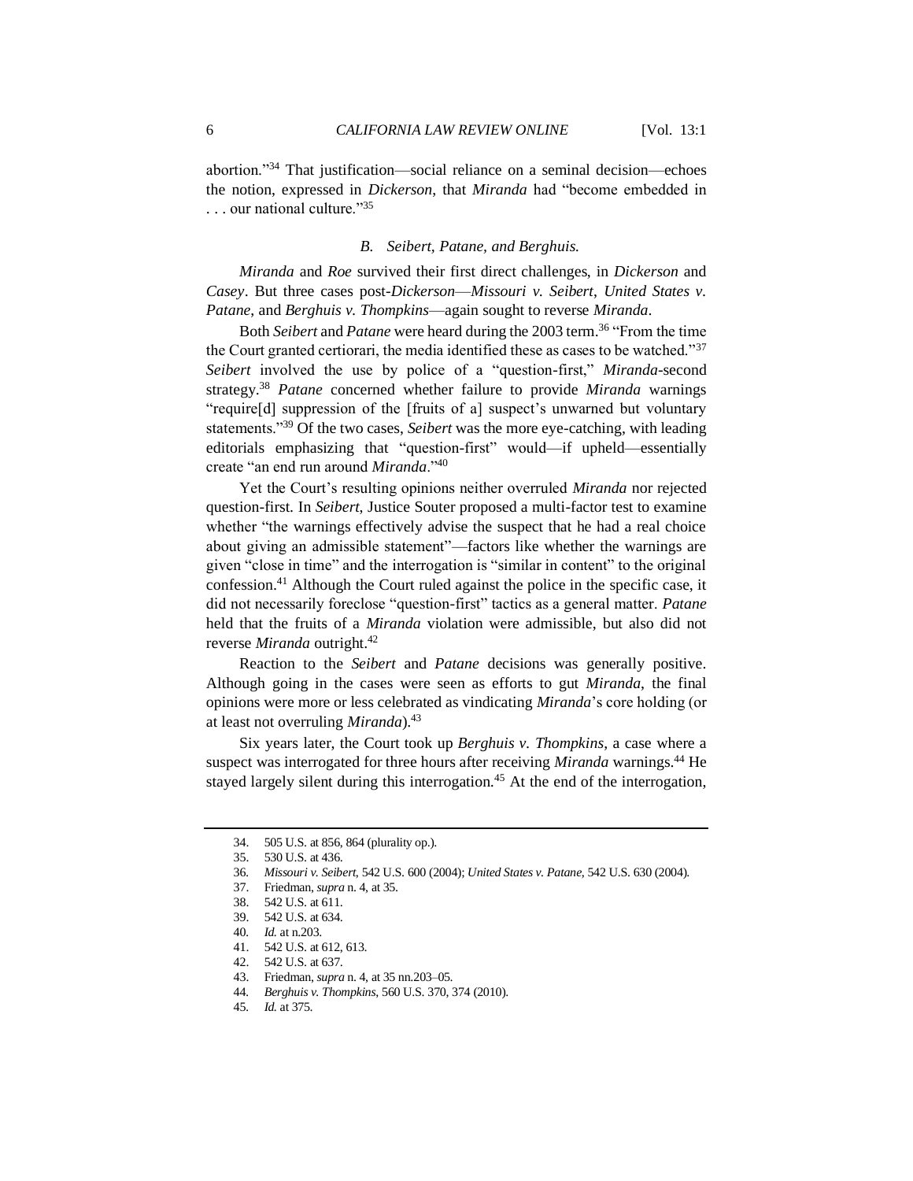abortion."[34] That justification—social reliance on a seminal decision—echoes the notion, expressed in *Dickerson*, that *Miranda* had "become embedded in . . . our national culture."[35]

### *B. Seibert, Patane, and Berghuis.*

*Miranda* and *Roe* survived their first direct challenges, in *Dickerson* and *Casey*. But three cases post-*Dickerson*—*Missouri v. Seibert*, *United States v. Patane*, and *Berghuis v. Thompkins*—again sought to reverse *Miranda*.

Both *Seibert* and *Patane* were heard during the 2003 term.[36] "From the time the Court granted certiorari, the media identified these as cases to be watched."[37] *Seibert* involved the use by police of a "question-first," *Miranda*-second strategy.[38] *Patane* concerned whether failure to provide *Miranda* warnings "require[d] suppression of the [fruits of a] suspect's unwarned but voluntary statements."[39] Of the two cases, *Seibert* was the more eye-catching, with leading editorials emphasizing that "question-first" would—if upheld—essentially create "an end run around *Miranda*."[40]

Yet the Court's resulting opinions neither overruled *Miranda* nor rejected question-first. In *Seibert*, Justice Souter proposed a multi-factor test to examine whether "the warnings effectively advise the suspect that he had a real choice about giving an admissible statement"—factors like whether the warnings are given "close in time" and the interrogation is "similar in content" to the original confession.[41] Although the Court ruled against the police in the specific case, it did not necessarily foreclose "question-first" tactics as a general matter. *Patane* held that the fruits of a *Miranda* violation were admissible, but also did not reverse *Miranda* outright.[42]

Reaction to the *Seibert* and *Patane* decisions was generally positive. Although going in the cases were seen as efforts to gut *Miranda*, the final opinions were more or less celebrated as vindicating *Miranda*'s core holding (or at least not overruling *Miranda*).[43]

Six years later, the Court took up *Berghuis v. Thompkins*, a case where a suspect was interrogated for three hours after receiving *Miranda* warnings.[44] He stayed largely silent during this interrogation.[45] At the end of the interrogation,

---

34. 505 U.S. at 856, 864 (plurality op.).
35. 530 U.S. at 436.
36. *Missouri v. Seibert*, 542 U.S. 600 (2004); *United States v. Patane*, 542 U.S. 630 (2004).
37. Friedman, *supra* n. 4, at 35.
38. 542 U.S. at 611.
39. 542 U.S. at 634.
40. *Id.* at n.203.
41. 542 U.S. at 612, 613.
42. 542 U.S. at 637.
43. Friedman, *supra* n. 4, at 35 nn.203–05.
44. *Berghuis v. Thompkins*, 560 U.S. 370, 374 (2010).
45. *Id.* at 375.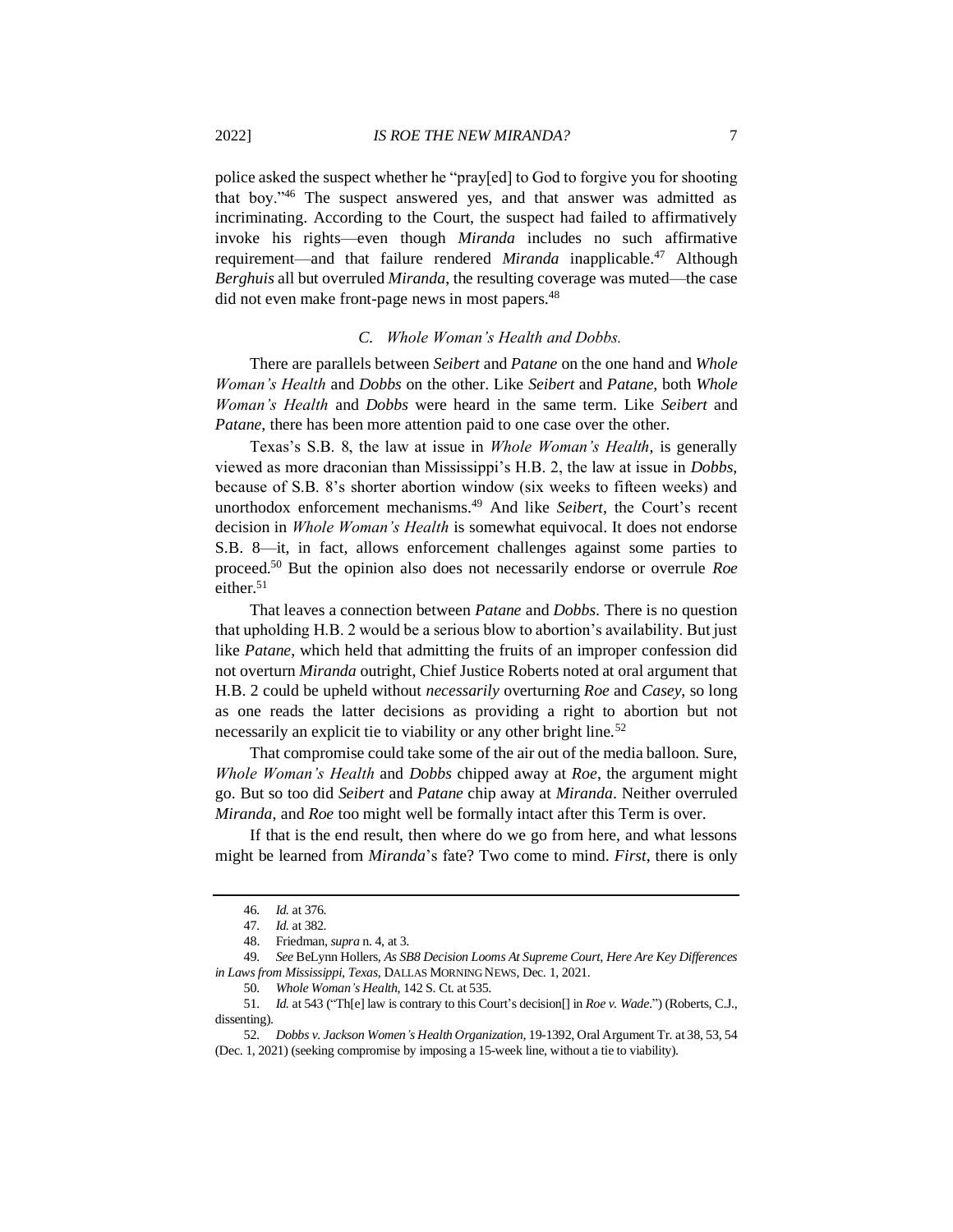police asked the suspect whether he "pray[ed] to God to forgive you for shooting that boy."[46] The suspect answered yes, and that answer was admitted as incriminating. According to the Court, the suspect had failed to affirmatively invoke his rights—even though *Miranda* includes no such affirmative requirement—and that failure rendered *Miranda* inapplicable.[47] Although *Berghuis* all but overruled *Miranda*, the resulting coverage was muted—the case did not even make front-page news in most papers.[48]

### *C. Whole Woman's Health and Dobbs.*

There are parallels between *Seibert* and *Patane* on the one hand and *Whole Woman's Health* and *Dobbs* on the other. Like *Seibert* and *Patane*, both *Whole Woman's Health* and *Dobbs* were heard in the same term. Like *Seibert* and *Patane*, there has been more attention paid to one case over the other.

Texas's S.B. 8, the law at issue in *Whole Woman's Health*, is generally viewed as more draconian than Mississippi's H.B. 2, the law at issue in *Dobbs*, because of S.B. 8's shorter abortion window (six weeks to fifteen weeks) and unorthodox enforcement mechanisms.[49] And like *Seibert*, the Court's recent decision in *Whole Woman's Health* is somewhat equivocal. It does not endorse S.B. 8—it, in fact, allows enforcement challenges against some parties to proceed.[50] But the opinion also does not necessarily endorse or overrule *Roe* either.[51]

That leaves a connection between *Patane* and *Dobbs*. There is no question that upholding H.B. 2 would be a serious blow to abortion's availability. But just like *Patane*, which held that admitting the fruits of an improper confession did not overturn *Miranda* outright, Chief Justice Roberts noted at oral argument that H.B. 2 could be upheld without *necessarily* overturning *Roe* and *Casey*, so long as one reads the latter decisions as providing a right to abortion but not necessarily an explicit tie to viability or any other bright line.[52]

That compromise could take some of the air out of the media balloon. Sure, *Whole Woman's Health* and *Dobbs* chipped away at *Roe*, the argument might go. But so too did *Seibert* and *Patane* chip away at *Miranda*. Neither overruled *Miranda*, and *Roe* too might well be formally intact after this Term is over.

If that is the end result, then where do we go from here, and what lessons might be learned from *Miranda*'s fate? Two come to mind. *First*, there is only

---

46. *Id.* at 376.

47. *Id.* at 382.

48. Friedman, *supra* n. 4, at 3.

49. *See* BeLynn Hollers, *As SB8 Decision Looms At Supreme Court, Here Are Key Differences in Laws from Mississippi, Texas*, DALLAS MORNING NEWS, Dec. 1, 2021.

50. *Whole Woman's Health*, 142 S. Ct. at 535.

51. *Id.* at 543 ("Th[e] law is contrary to this Court's decision[] in *Roe v. Wade*.") (Roberts, C.J., dissenting).

52. *Dobbs v. Jackson Women's Health Organization*, 19-1392, Oral Argument Tr. at 38, 53, 54 (Dec. 1, 2021) (seeking compromise by imposing a 15-week line, without a tie to viability).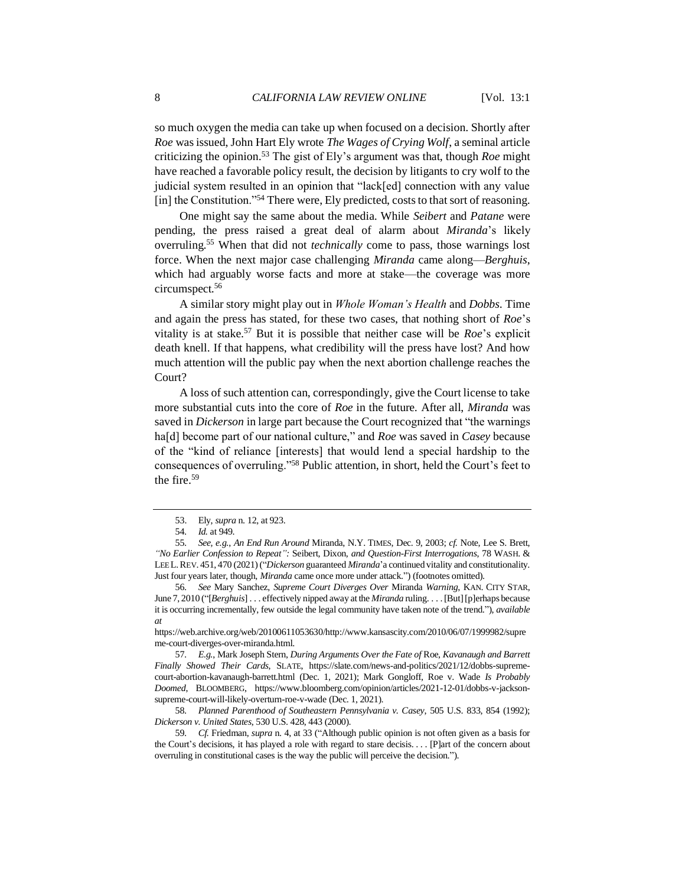so much oxygen the media can take up when focused on a decision. Shortly after *Roe* was issued, John Hart Ely wrote *The Wages of Crying Wolf*, a seminal article criticizing the opinion.[53] The gist of Ely's argument was that, though *Roe* might have reached a favorable policy result, the decision by litigants to cry wolf to the judicial system resulted in an opinion that "lack[ed] connection with any value [in] the Constitution."[54] There were, Ely predicted, costs to that sort of reasoning.

One might say the same about the media. While *Seibert* and *Patane* were pending, the press raised a great deal of alarm about *Miranda*'s likely overruling.[55] When that did not *technically* come to pass, those warnings lost force. When the next major case challenging *Miranda* came along—*Berghuis*, which had arguably worse facts and more at stake—the coverage was more circumspect.[56]

A similar story might play out in *Whole Woman's Health* and *Dobbs*. Time and again the press has stated, for these two cases, that nothing short of *Roe*'s vitality is at stake.[57] But it is possible that neither case will be *Roe*'s explicit death knell. If that happens, what credibility will the press have lost? And how much attention will the public pay when the next abortion challenge reaches the Court?

A loss of such attention can, correspondingly, give the Court license to take more substantial cuts into the core of *Roe* in the future. After all, *Miranda* was saved in *Dickerson* in large part because the Court recognized that "the warnings ha[d] become part of our national culture," and *Roe* was saved in *Casey* because of the "kind of reliance [interests] that would lend a special hardship to the consequences of overruling."[58] Public attention, in short, held the Court's feet to the fire.[59]

---

53. Ely, *supra* n. 12, at 923.

54. *Id.* at 949.

55. *See, e.g.*, *An End Run Around* Miranda, N.Y. TIMES, Dec. 9, 2003; *cf.* Note, Lee S. Brett, *"No Earlier Confession to Repeat": Seibert, Dixon, and Question-First Interrogations*, 78 WASH. & LEE L. REV. 451, 470 (2021) ("*Dickerson* guaranteed *Miranda*'a continued vitality and constitutionality. Just four years later, though, *Miranda* came once more under attack.") (footnotes omitted).

56. *See* Mary Sanchez, *Supreme Court Diverges Over* Miranda *Warning*, KAN. CITY STAR, June 7, 2010 ("[*Berghuis*] . . . effectively nipped away at the *Miranda* ruling. . . . [But] [p]erhaps because it is occurring incrementally, few outside the legal community have taken note of the trend."), *available at* https://web.archive.org/web/20100611053630/http://www.kansascity.com/2010/06/07/1999982/supreme-court-diverges-over-miranda.html.

57. *E.g.*, Mark Joseph Stern, *During Arguments Over the Fate of* Roe, *Kavanaugh and Barrett Finally Showed Their Cards*, SLATE, https://slate.com/news-and-politics/2021/12/dobbs-supreme-court-abortion-kavanaugh-barrett.html (Dec. 1, 2021); Mark Gongloff, Roe v. Wade *Is Probably Doomed*, BLOOMBERG, https://www.bloomberg.com/opinion/articles/2021-12-01/dobbs-v-jackson-supreme-court-will-likely-overturn-roe-v-wade (Dec. 1, 2021).

58. *Planned Parenthood of Southeastern Pennsylvania v. Casey*, 505 U.S. 833, 854 (1992); *Dickerson v. United States*, 530 U.S. 428, 443 (2000).

59. *Cf.* Friedman, *supra* n. 4, at 33 ("Although public opinion is not often given as a basis for the Court's decisions, it has played a role with regard to stare decisis. . . . [P]art of the concern about overruling in constitutional cases is the way the public will perceive the decision.").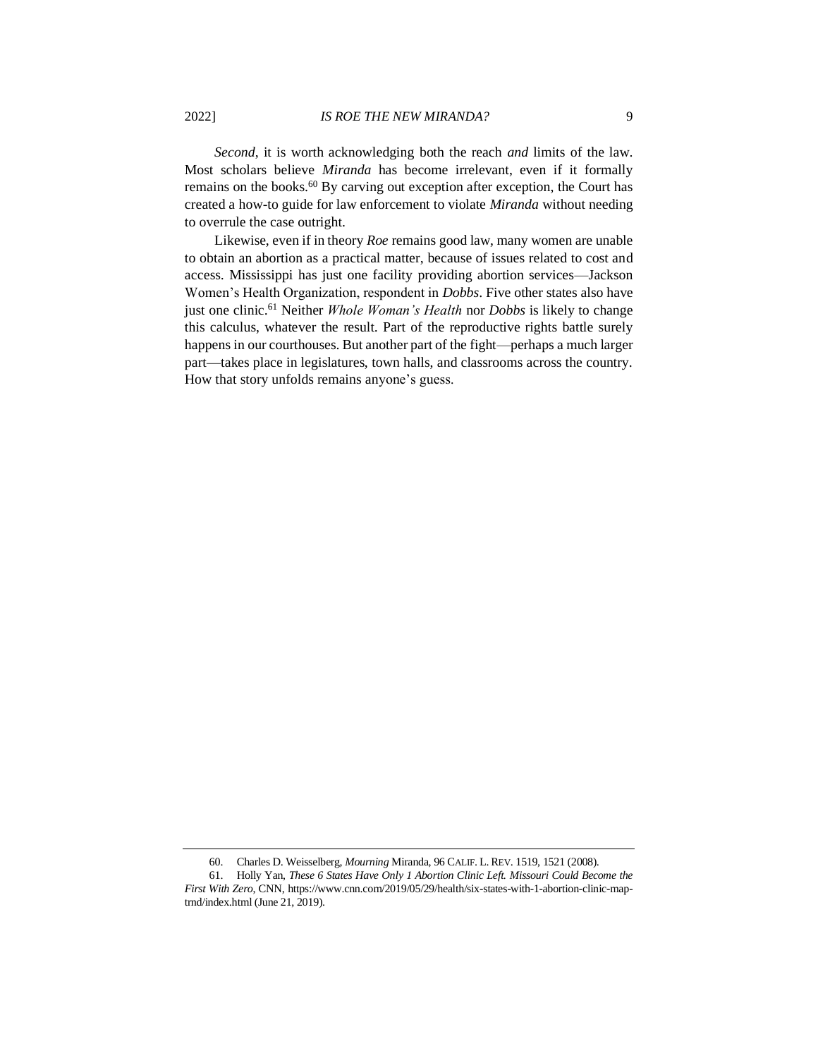*Second*, it is worth acknowledging both the reach *and* limits of the law. Most scholars believe *Miranda* has become irrelevant, even if it formally remains on the books.[60] By carving out exception after exception, the Court has created a how-to guide for law enforcement to violate *Miranda* without needing to overrule the case outright.

Likewise, even if in theory *Roe* remains good law, many women are unable to obtain an abortion as a practical matter, because of issues related to cost and access. Mississippi has just one facility providing abortion services—Jackson Women's Health Organization, respondent in *Dobbs*. Five other states also have just one clinic.[61] Neither *Whole Woman's Health* nor *Dobbs* is likely to change this calculus, whatever the result. Part of the reproductive rights battle surely happens in our courthouses. But another part of the fight—perhaps a much larger part—takes place in legislatures, town halls, and classrooms across the country. How that story unfolds remains anyone's guess.

---

60. Charles D. Weisselberg, *Mourning* Miranda, 96 CALIF. L. REV. 1519, 1521 (2008).

61. Holly Yan, *These 6 States Have Only 1 Abortion Clinic Left. Missouri Could Become the First With Zero*, CNN, https://www.cnn.com/2019/05/29/health/six-states-with-1-abortion-clinic-map-trnd/index.html (June 21, 2019).